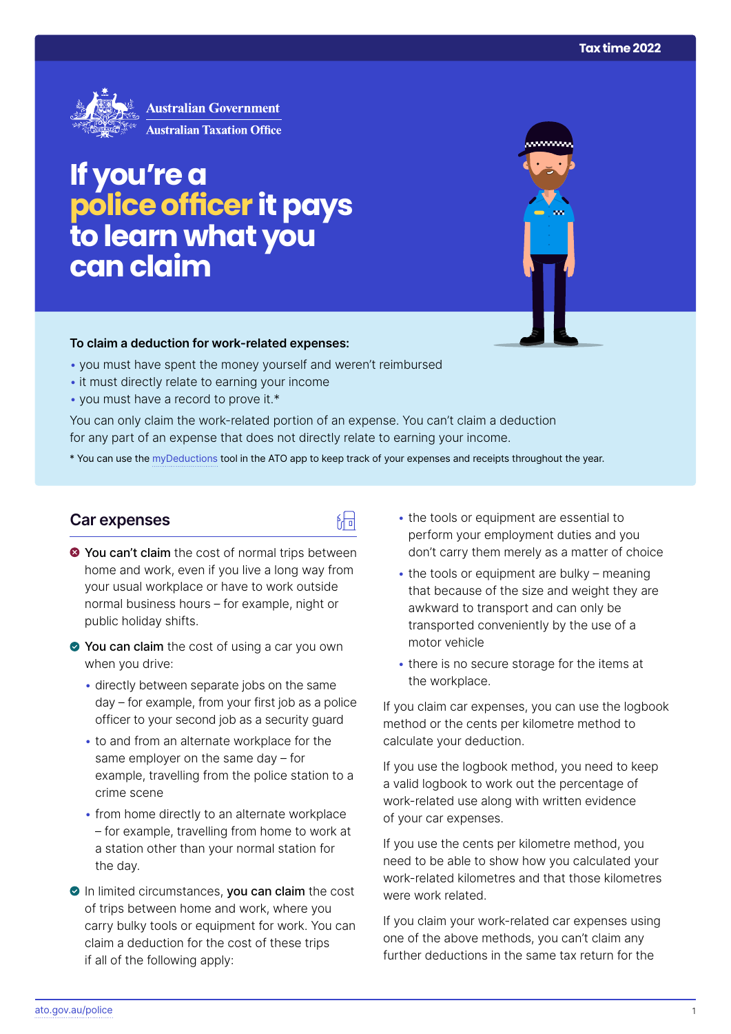Tax time 2022

Australian Government
Australian Taxation Office

# If you're a police officer it pays to learn what you can claim

**To claim a deduction for work-related expenses:**

- you must have spent the money yourself and weren't reimbursed
- it must directly relate to earning your income
- you must have a record to prove it.*

You can only claim the work-related portion of an expense. You can't claim a deduction for any part of an expense that does not directly relate to earning your income.

* You can use the myDeductions tool in the ATO app to keep track of your expenses and receipts throughout the year.

## Car expenses

✗ **You can't claim** the cost of normal trips between home and work, even if you live a long way from your usual workplace or have to work outside normal business hours – for example, night or public holiday shifts.

✓ **You can claim** the cost of using a car you own when you drive:

- directly between separate jobs on the same day – for example, from your first job as a police officer to your second job as a security guard
- to and from an alternate workplace for the same employer on the same day – for example, travelling from the police station to a crime scene
- from home directly to an alternate workplace – for example, travelling from home to work at a station other than your normal station for the day.

✓ In limited circumstances, **you can claim** the cost of trips between home and work, where you carry bulky tools or equipment for work. You can claim a deduction for the cost of these trips if all of the following apply:

- the tools or equipment are essential to perform your employment duties and you don't carry them merely as a matter of choice
- the tools or equipment are bulky – meaning that because of the size and weight they are awkward to transport and can only be transported conveniently by the use of a motor vehicle
- there is no secure storage for the items at the workplace.

If you claim car expenses, you can use the logbook method or the cents per kilometre method to calculate your deduction.

If you use the logbook method, you need to keep a valid logbook to work out the percentage of work-related use along with written evidence of your car expenses.

If you use the cents per kilometre method, you need to be able to show how you calculated your work-related kilometres and that those kilometres were work related.

If you claim your work-related car expenses using one of the above methods, you can't claim any further deductions in the same tax return for the

ato.gov.au/police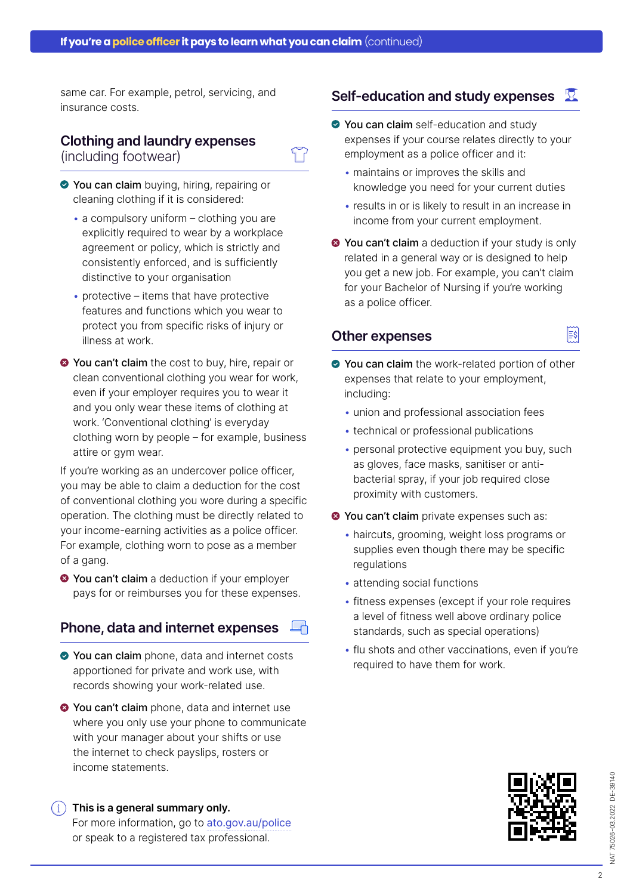same car. For example, petrol, servicing, and insurance costs.

## Clothing and laundry expenses (including footwear)

- **You can claim** buying, hiring, repairing or cleaning clothing if it is considered:
  - a compulsory uniform – clothing you are explicitly required to wear by a workplace agreement or policy, which is strictly and consistently enforced, and is sufficiently distinctive to your organisation
  - protective – items that have protective features and functions which you wear to protect you from specific risks of injury or illness at work.
- **You can't claim** the cost to buy, hire, repair or clean conventional clothing you wear for work, even if your employer requires you to wear it and you only wear these items of clothing at work. 'Conventional clothing' is everyday clothing worn by people – for example, business attire or gym wear.

If you're working as an undercover police officer, you may be able to claim a deduction for the cost of conventional clothing you wore during a specific operation. The clothing must be directly related to your income-earning activities as a police officer. For example, clothing worn to pose as a member of a gang.

- **You can't claim** a deduction if your employer pays for or reimburses you for these expenses.

## Phone, data and internet expenses

- **You can claim** phone, data and internet costs apportioned for private and work use, with records showing your work-related use.
- **You can't claim** phone, data and internet use where you only use your phone to communicate with your manager about your shifts or use the internet to check payslips, rosters or income statements.

**This is a general summary only.**
For more information, go to ato.gov.au/police or speak to a registered tax professional.

## Self-education and study expenses

- **You can claim** self-education and study expenses if your course relates directly to your employment as a police officer and it:
  - maintains or improves the skills and knowledge you need for your current duties
  - results in or is likely to result in an increase in income from your current employment.
- **You can't claim** a deduction if your study is only related in a general way or is designed to help you get a new job. For example, you can't claim for your Bachelor of Nursing if you're working as a police officer.

## Other expenses

- **You can claim** the work-related portion of other expenses that relate to your employment, including:
  - union and professional association fees
  - technical or professional publications
  - personal protective equipment you buy, such as gloves, face masks, sanitiser or anti-bacterial spray, if your job required close proximity with customers.
- **You can't claim** private expenses such as:
  - haircuts, grooming, weight loss programs or supplies even though there may be specific regulations
  - attending social functions
  - fitness expenses (except if your role requires a level of fitness well above ordinary police standards, such as special operations)
  - flu shots and other vaccinations, even if you're required to have them for work.

NAT 75026-03.2022 DE-39140